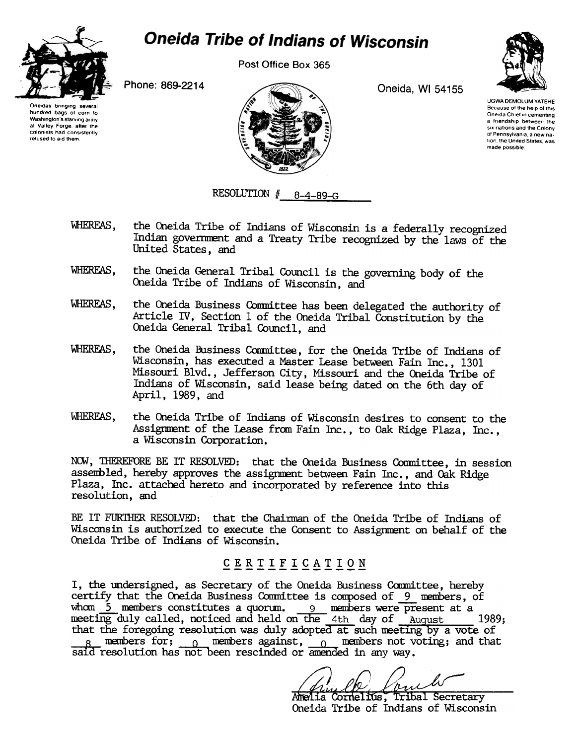# Oneida Tribe of Indians of Wisconsin

Post Office Box 365

Phone: 869-2214

Oneida, WI 54155

Oneidas bringing several hundred bags of corn to Washington's starving army at Valley Forge, after the colonists had consistently refused to aid them.

UGWA DEMOLUM YATEHE
Because of the help of this Oneida Chief in cementing a friendship between the six nations and the Colony of Pennsylvania, a new nation, the United States, was made possible.

RESOLUTION # 8-4-89-G

WHEREAS, the Oneida Tribe of Indians of Wisconsin is a federally recognized Indian government and a Treaty Tribe recognized by the laws of the United States, and

WHEREAS, the Oneida General Tribal Council is the governing body of the Oneida Tribe of Indians of Wisconsin, and

WHEREAS, the Oneida Business Committee has been delegated the authority of Article IV, Section 1 of the Oneida Tribal Constitution by the Oneida General Tribal Council, and

WHEREAS, the Oneida Business Committee, for the Oneida Tribe of Indians of Wisconsin, has executed a Master Lease between Fain Inc., 1301 Missouri Blvd., Jefferson City, Missouri and the Oneida Tribe of Indians of Wisconsin, said lease being dated on the 6th day of April, 1989, and

WHEREAS, the Oneida Tribe of Indians of Wisconsin desires to consent to the Assignment of the Lease from Fain Inc., to Oak Ridge Plaza, Inc., a Wisconsin Corporation.

NOW, THEREFORE BE IT RESOLVED: that the Oneida Business Committee, in session assembled, hereby approves the assignment between Fain Inc., and Oak Ridge Plaza, Inc. attached hereto and incorporated by reference into this resolution, and

BE IT FURTHER RESOLVED: that the Chairman of the Oneida Tribe of Indians of Wisconsin is authorized to execute the Consent to Assignment on behalf of the Oneida Tribe of Indians of Wisconsin.

## CERTIFICATION

I, the undersigned, as Secretary of the Oneida Business Committee, hereby certify that the Oneida Business Committee is composed of 9 members, of whom 5 members constitutes a quorum. 9 members were present at a meeting duly called, noticed and held on the 4th day of August 1989; that the foregoing resolution was duly adopted at such meeting by a vote of 8 members for; 0 members against, 0 members not voting; and that said resolution has not been rescinded or amended in any way.

Amelia Cornelius, Tribal Secretary
Oneida Tribe of Indians of Wisconsin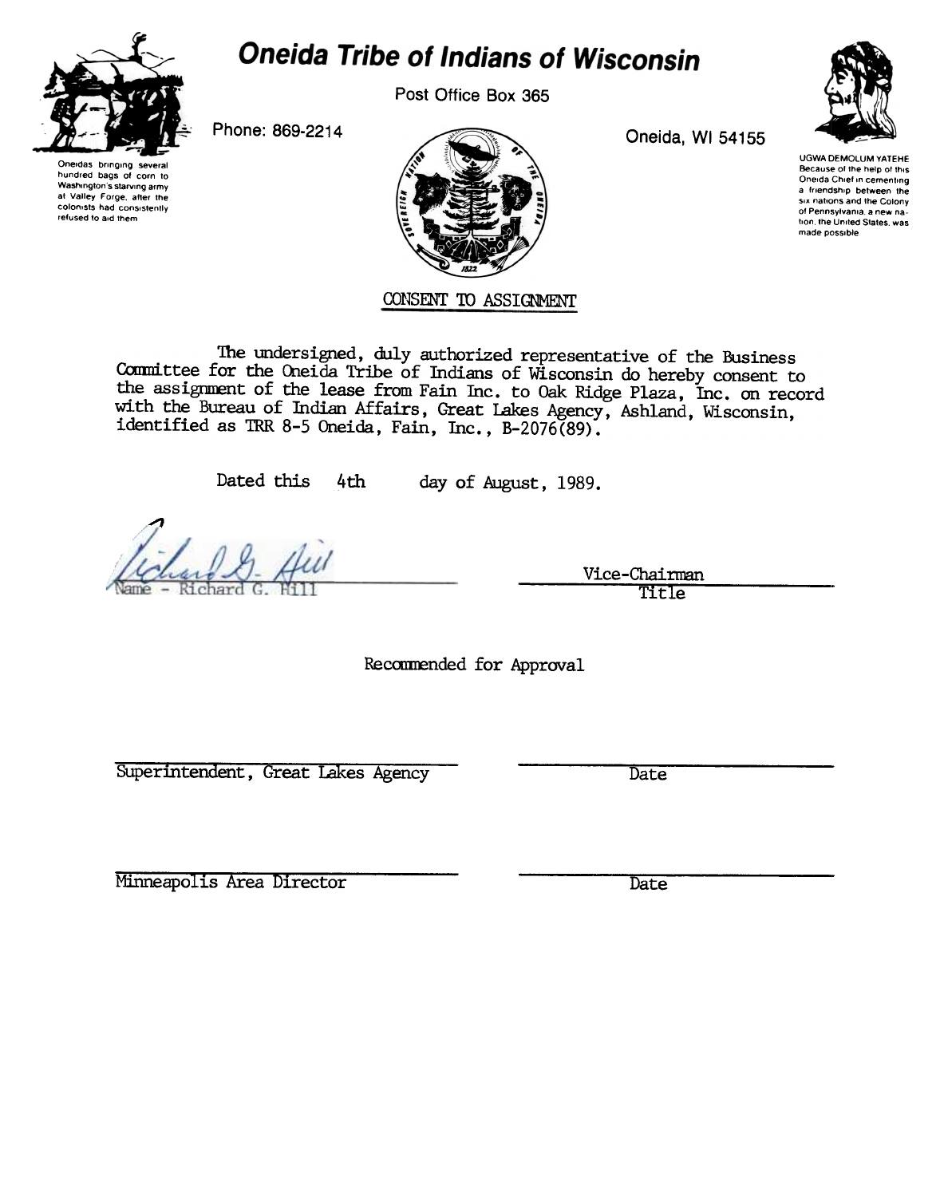# Oneida Tribe of Indians of Wisconsin

Post Office Box 365

Phone: 869-2214

Oneida, WI 54155

Oneidas bringing several hundred bags of corn to Washington's starving army at Valley Forge, after the colonists had consistently refused to aid them

UGWA DEMOLUM YATEHE
Because of the help of this Oneida Chief in cementing a friendship between the six nations and the Colony of Pennsylvania, a new nation, the United States, was made possible.

SOVEREIGN NATION OF THE ONEIDA
1822

## CONSENT TO ASSIGNMENT

The undersigned, duly authorized representative of the Business Committee for the Oneida Tribe of Indians of Wisconsin do hereby consent to the assignment of the lease from Fain Inc. to Oak Ridge Plaza, Inc. on record with the Bureau of Indian Affairs, Great Lakes Agency, Ashland, Wisconsin, identified as TRR 8-5 Oneida, Fain, Inc., B-2076(89).

Dated this 4th day of August, 1989.

Richard G. Hill
Name - Richard G. Hill

Vice-Chairman
Title

Recommended for Approval

Superintendent, Great Lakes Agency

Date

Minneapolis Area Director

Date